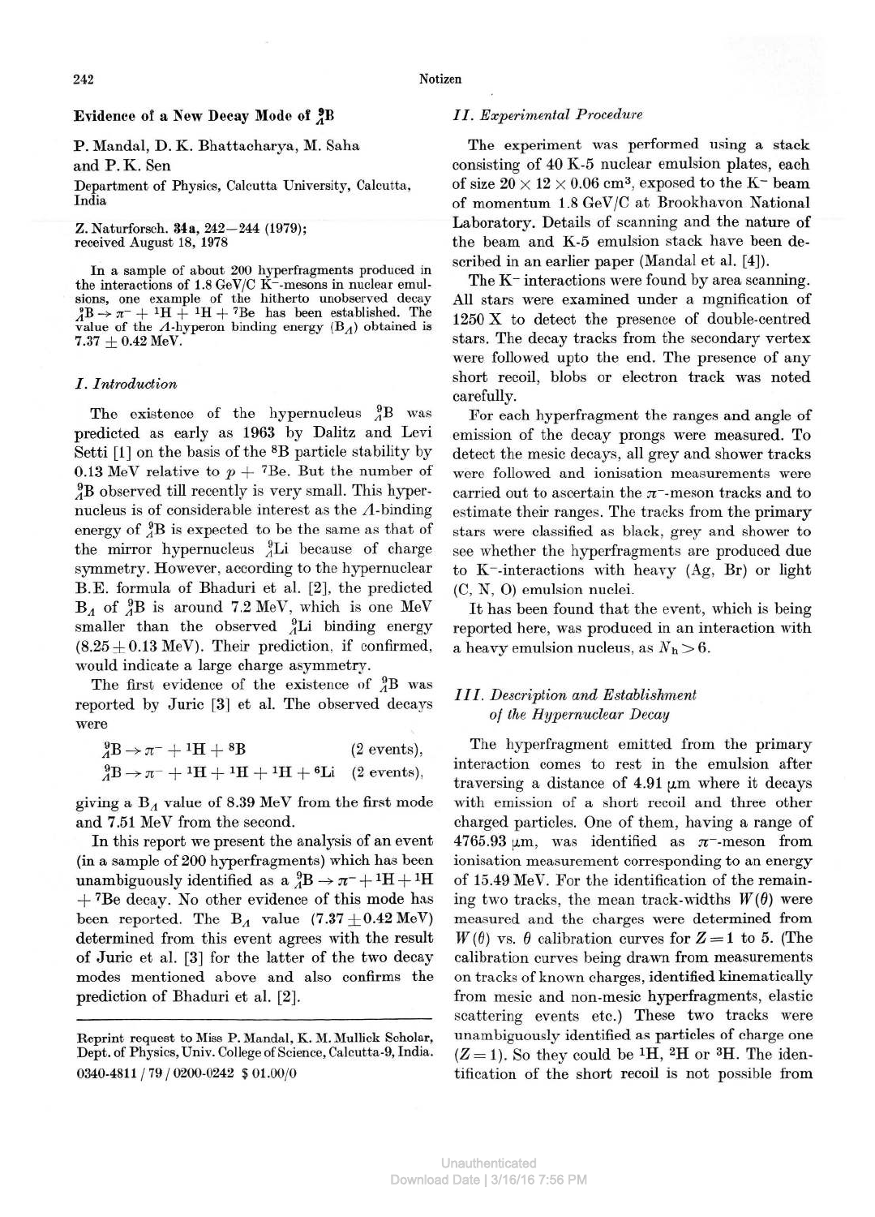# Evidence of a New Decay Mode of $^{9}_{\Lambda}B$

P. Mandal, D. K. Bhattacharya, M. Saha and P. K. Sen

Department of Physics, Calcutta University, Calcutta, India

Z. Naturforsch. **34a**, 242–244 (1979); received August 18, 1978

In a sample of about 200 hyperfragments produced in the interactions of 1.8 GeV/C $K^-$-mesons in nuclear emulsions, one example of the hitherto unobserved decay $^{9}_{\Lambda}B \rightarrow \pi^- + {}^1H + {}^1H + {}^7Be$ has been established. The value of the $\Lambda$-hyperon binding energy ($B_\Lambda$) obtained is $7.37 \pm 0.42$ MeV.

## *I. Introduction*

The existence of the hypernucleus $^{9}_{\Lambda}B$ was predicted as early as 1963 by Dalitz and Levi Setti [1] on the basis of the $^8B$ particle stability by 0.13 MeV relative to $p + {}^7Be$. But the number of $^{9}_{\Lambda}B$ observed till recently is very small. This hypernucleus is of considerable interest as the $\Lambda$-binding energy of $^{9}_{\Lambda}B$ is expected to be the same as that of the mirror hypernucleus $^{9}_{\Lambda}Li$ because of charge symmetry. However, according to the hypernuclear B.E. formula of Bhaduri et al. [2], the predicted $B_\Lambda$ of $^{9}_{\Lambda}B$ is around 7.2 MeV, which is one MeV smaller than the observed $^{9}_{\Lambda}Li$ binding energy ($8.25 \pm 0.13$ MeV). Their prediction, if confirmed, would indicate a large charge asymmetry.

The first evidence of the existence of $^{9}_{\Lambda}B$ was reported by Juric [3] et al. The observed decays were

$$^{9}_{\Lambda}B \rightarrow \pi^- + {}^1H + {}^8B \qquad \text{(2 events)},$$

$$^{9}_{\Lambda}B \rightarrow \pi^- + {}^1H + {}^1H + {}^1H + {}^6Li \qquad \text{(2 events)},$$

giving a $B_\Lambda$ value of 8.39 MeV from the first mode and 7.51 MeV from the second.

In this report we present the analysis of an event (in a sample of 200 hyperfragments) which has been unambiguously identified as a $^{9}_{\Lambda}B \rightarrow \pi^- + {}^1H + {}^1H + {}^7Be$ decay. No other evidence of this mode has been reported. The $B_\Lambda$ value ($7.37 \pm 0.42$ MeV) determined from this event agrees with the result of Juric et al. [3] for the latter of the two decay modes mentioned above and also confirms the prediction of Bhaduri et al. [2].

Reprint request to Miss P. Mandal, K. M. Mullick Scholar, Dept. of Physics, Univ. College of Science, Calcutta-9, India.

0340-4811 / 79 / 0200-0242 \$ 01.00/0

## *II. Experimental Procedure*

The experiment was performed using a stack consisting of 40 K-5 nuclear emulsion plates, each of size $20 \times 12 \times 0.06$ cm$^3$, exposed to the $K^-$ beam of momentum 1.8 GeV/C at Brookhaven National Laboratory. Details of scanning and the nature of the beam and K-5 emulsion stack have been described in an earlier paper (Mandal et al. [4]).

The $K^-$ interactions were found by area scanning. All stars were examined under a mgnification of 1250 X to detect the presence of double-centred stars. The decay tracks from the secondary vertex were followed upto the end. The presence of any short recoil, blobs or electron track was noted carefully.

For each hyperfragment the ranges and angle of emission of the decay prongs were measured. To detect the mesic decays, all grey and shower tracks were followed and ionisation measurements were carried out to ascertain the $\pi^-$-meson tracks and to estimate their ranges. The tracks from the primary stars were classified as black, grey and shower to see whether the hyperfragments are produced due to $K^-$-interactions with heavy (Ag, Br) or light (C, N, O) emulsion nuclei.

It has been found that the event, which is being reported here, was produced in an interaction with a heavy emulsion nucleus, as $N_h > 6$.

## *III. Description and Establishment of the Hypernuclear Decay*

The hyperfragment emitted from the primary interaction comes to rest in the emulsion after traversing a distance of 4.91 μm where it decays with emission of a short recoil and three other charged particles. One of them, having a range of 4765.93 μm, was identified as $\pi^-$-meson from ionisation measurement corresponding to an energy of 15.49 MeV. For the identification of the remaining two tracks, the mean track-widths $W(\theta)$ were measured and the charges were determined from $W(\theta)$ vs. $\theta$ calibration curves for $Z = 1$ to 5. (The calibration curves being drawn from measurements on tracks of known charges, identified kinematically from mesic and non-mesic hyperfragments, elastic scattering events etc.) These two tracks were unambiguously identified as particles of charge one ($Z = 1$). So they could be $^1H$, $^2H$ or $^3H$. The identification of the short recoil is not possible from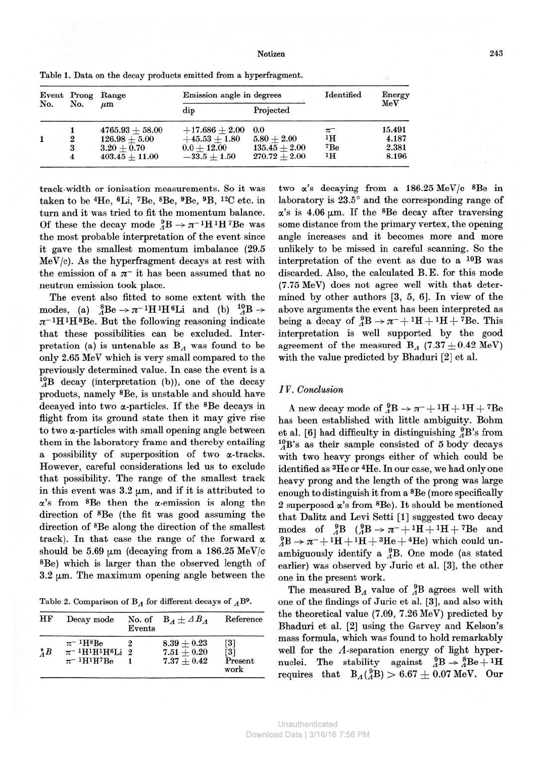Table 1. Data on the decay products emitted from a hyperfragment.

| Event No. | Prong No. | Range μm | Emission angle in degrees | | Identified | Energy MeV |
|---|---|---|---|---|---|---|
| | | | dip | Projected | | |
| | 1 | 4765.93 ± 58.00 | +17.686 ± 2.00 | 0.0 | $\pi^-$ | 15.491 |
| 1 | 2 | 126.98 ± 5.00 | +45.53 ± 1.80 | 5.80 ± 2.00 | $^1$H | 4.187 |
| | 3 | 3.20 ± 0.70 | 0.0 ± 12.00 | 135.45 ± 2.00 | $^7$Be | 2.381 |
| | 4 | 403.45 ± 11.00 | −33.5 ± 1.50 | 270.72 ± 2.00 | $^1$H | 8.196 |

track-width or ionisation measurements. So it was taken to be $^4$He, $^6$Li, $^7$Be, $^8$Be, $^9$Be, $^9$B, $^{12}$C etc. in turn and it was tried to fit the momentum balance. Of these the decay mode ${}^9_\Lambda\mathrm{B} \to \pi^- {}^1\mathrm{H}\, {}^1\mathrm{H}\, {}^7\mathrm{Be}$ was the most probable interpretation of the event since it gave the smallest momentum imbalance (29.5 MeV/c). As the hyperfragment decays at rest with the emission of a $\pi^-$ it has been assumed that no neutron emission took place.

The event also fitted to some extent with the modes, (a) ${}^8_\Lambda\mathrm{Be} \to \pi^- {}^1\mathrm{H}\, {}^1\mathrm{H}\, {}^6\mathrm{Li}$ and (b) ${}^{10}_\Lambda\mathrm{B} \to \pi^- {}^1\mathrm{H}\, {}^1\mathrm{H}\, {}^8\mathrm{Be}$. But the following reasoning indicate that these possibilities can be excluded. Interpretation (a) is untenable as $B_\Lambda$ was found to be only 2.65 MeV which is very small compared to the previously determined value. In case the event is a ${}^{10}_\Lambda\mathrm{B}$ decay (interpretation (b)), one of the decay products, namely $^8$Be, is unstable and should have decayed into two α-particles. If the $^8$Be decays in flight from its ground state then it may give rise to two α-particles with small opening angle between them in the laboratory frame and thereby entailing a possibility of superposition of two α-tracks. However, careful considerations led us to exclude that possibility. The range of the smallest track in this event was 3.2 μm, and if it is attributed to α's from $^8$Be then the α-emission is along the direction of $^8$Be (the fit was good assuming the direction of $^8$Be along the direction of the smallest track). In that case the range of the forward α should be 5.69 μm (decaying from a 186.25 MeV/c $^8$Be) which is larger than the observed length of 3.2 μm. The maximum opening angle between the two α's decaying from a 186.25 MeV/c $^8$Be in laboratory is 23.5° and the corresponding range of α's is 4.06 μm. If the $^8$Be decay after traversing some distance from the primary vertex, the opening angle increases and it becomes more and more unlikely to be missed in careful scanning. So the interpretation of the event as due to a $^{10}$B was discarded. Also, the calculated B.E. for this mode (7.75 MeV) does not agree well with that determined by other authors [3, 5, 6]. In view of the above arguments the event has been interpreted as being a decay of ${}^9_\Lambda\mathrm{B} \to \pi^- + {}^1\mathrm{H} + {}^1\mathrm{H} + {}^7\mathrm{Be}$. This interpretation is well supported by the good agreement of the measured $B_\Lambda$ (7.37 ± 0.42 MeV) with the value predicted by Bhaduri [2] et al.

Table 2. Comparison of $B_\Lambda$ for different decays of ${}_\Lambda\mathrm{B}^9$.

| HF | Decay mode | No. of Events | $B_\Lambda \pm \Delta B_\Lambda$ | Reference |
|---|---|---|---|---|
| | $\pi^-\, {}^1\mathrm{H}\, {}^8\mathrm{Be}$ | 2 | 8.39 ± 0.23 | [3] |
| ${}^9_\Lambda B$ | $\pi^-\, {}^1\mathrm{H}\, {}^1\mathrm{H}\, {}^1\mathrm{H}\, {}^6\mathrm{Li}$ | 2 | 7.51 ± 0.20 | [3] |
| | $\pi^-\, {}^1\mathrm{H}\, {}^1\mathrm{H}\, {}^7\mathrm{Be}$ | 1 | 7.37 ± 0.42 | Present work |

## *IV. Conclusion*

A new decay mode of ${}^9_\Lambda\mathrm{B} \to \pi^- + {}^1\mathrm{H} + {}^1\mathrm{H} + {}^7\mathrm{Be}$ has been established with little ambiguity. Bohm et al. [6] had difficulty in distinguishing ${}^9_\Lambda\mathrm{B}$'s from ${}^{10}_\Lambda\mathrm{B}$'s as their sample consisted of 5 body decays with two heavy prongs either of which could be identified as $^3$He or $^4$He. In our case, we had only one heavy prong and the length of the prong was large enough to distinguish it from a $^8$Be (more specifically 2 superposed α's from $^8$Be). It should be mentioned that Dalitz and Levi Setti [1] suggested two decay modes of ${}^9_\Lambda\mathrm{B}$ (${}^9_\Lambda\mathrm{B} \to \pi^- + {}^1\mathrm{H} + {}^1\mathrm{H} + {}^7\mathrm{Be}$ and ${}^9_\Lambda\mathrm{B} \to \pi^- + {}^1\mathrm{H} + {}^1\mathrm{H} + {}^3\mathrm{He} + {}^4\mathrm{He}$) which could unambiguously identify a ${}^9_\Lambda\mathrm{B}$. One mode (as stated earlier) was observed by Juric et al. [3], the other one in the present work.

The measured $B_\Lambda$ value of ${}^9_\Lambda\mathrm{B}$ agrees well with one of the findings of Juric et al. [3], and also with the theoretical value (7.09, 7.26 MeV) predicted by Bhaduri et al. [2] using the Garvey and Kelson's mass formula, which was found to hold remarkably well for the Λ-separation energy of light hypernuclei. The stability against ${}^9_\Lambda\mathrm{B} \to {}^8_\Lambda\mathrm{Be} + {}^1\mathrm{H}$ requires that $B_\Lambda({}^9_\Lambda\mathrm{B}) > 6.67 \pm 0.07$ MeV. Our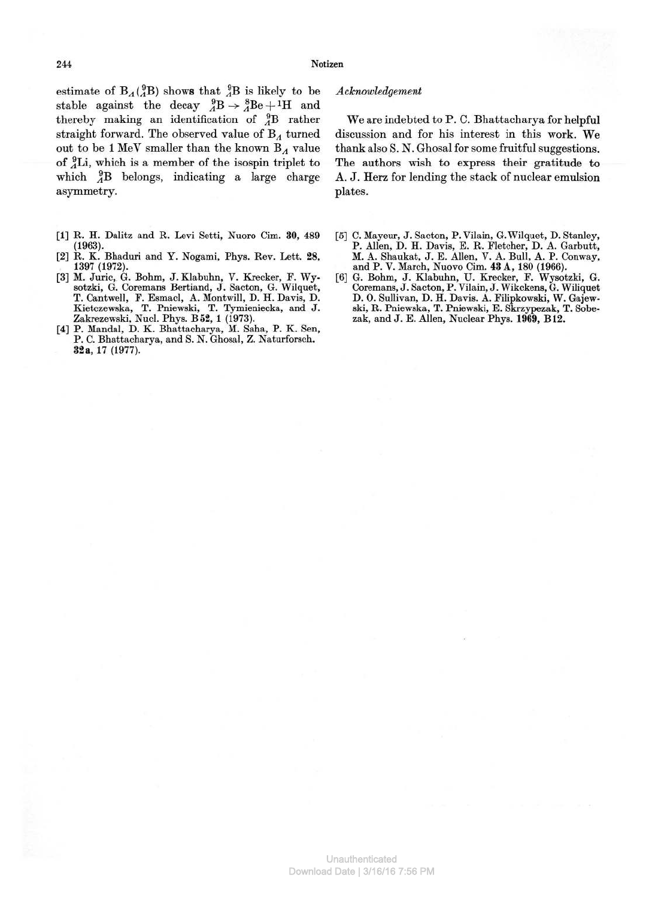estimate of $B_\Lambda({}^9_\Lambda B)$ shows that ${}^9_\Lambda B$ is likely to be stable against the decay ${}^9_\Lambda B \rightarrow {}^8_\Lambda Be + {}^1H$ and thereby making an identification of ${}^9_\Lambda B$ rather straight forward. The observed value of $B_\Lambda$ turned out to be 1 MeV smaller than the known $B_\Lambda$ value of ${}^9_\Lambda Li$, which is a member of the isospin triplet to which ${}^9_\Lambda B$ belongs, indicating a large charge asymmetry.

*Acknowledgement*

We are indebted to P. C. Bhattacharya for helpful discussion and for his interest in this work. We thank also S. N. Ghosal for some fruitful suggestions. The authors wish to express their gratitude to A. J. Herz for lending the stack of nuclear emulsion plates.

[1] R. H. Dalitz and R. Levi Setti, Nuoro Cim. **30**, 489 (1963).

[2] R. K. Bhaduri and Y. Nogami, Phys. Rev. Lett. **28**, 1397 (1972).

[3] M. Juric, G. Bohm, J. Klabuhn, V. Krecker, F. Wysotzki, G. Coremans Bertiand, J. Sacton, G. Wilquet, T. Cantwell, F. Esmael, A. Montwill, D. H. Davis, D. Kietczewska, T. Pniewski, T. Tymieniecka, and J. Zakrezewski, Nucl. Phys. B **52**, 1 (1973).

[4] P. Mandal, D. K. Bhattacharya, M. Saha, P. K. Sen, P. C. Bhattacharya, and S. N. Ghosal, Z. Naturforsch. **32a**, 17 (1977).

[5] C. Mayeur, J. Sacton, P. Vilain, G. Wilquet, D. Stanley, P. Allen, D. H. Davis, E. R. Fletcher, D. A. Garbutt, M. A. Shaukat, J. E. Allen, V. A. Bull, A. P. Conway, and P. V. March, Nuovo Cim. **43 A**, 180 (1966).

[6] G. Bohm, J. Klabuhn, U. Krecker, F. Wysotzki, G. Coremans, J. Sacton, P. Vilain, J. Wikckens, G. Wiliquet D. O. Sullivan, D. H. Davis. A. Filipkowski, W. Gajewski, R. Pniewska, T. Pniewski, E. Skrzypezak, T. Sobezak, and J. E. Allen, Nuclear Phys. **1969**, B12.